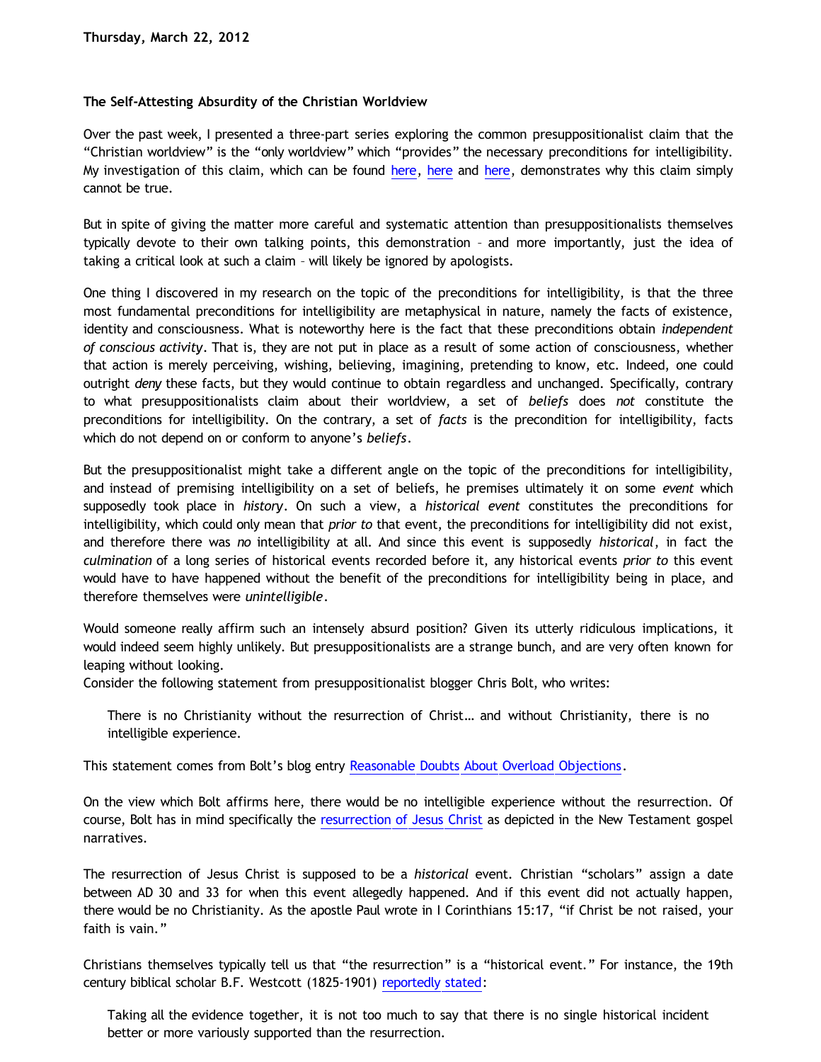Thursday, March 22, 2012

### The Self-Attesting Absurdity of the Christian Worldview

Over the past week, I presented a three-part series exploring the common presuppositionalist claim that the "Christian worldview" is the "only worldview" which "provides" the necessary preconditions for intelligibility. My investigation of this claim, which can be found here, here and here, demonstrates why this claim simply cannot be true.

But in spite of giving the matter more careful and systematic attention than presuppositionalists themselves typically devote to their own talking points, this demonstration – and more importantly, just the idea of taking a critical look at such a claim – will likely be ignored by apologists.

One thing I discovered in my research on the topic of the preconditions for intelligibility, is that the three most fundamental preconditions for intelligibility are metaphysical in nature, namely the facts of existence, identity and consciousness. What is noteworthy here is the fact that these preconditions obtain *independent of conscious activity*. That is, they are not put in place as a result of some action of consciousness, whether that action is merely perceiving, wishing, believing, imagining, pretending to know, etc. Indeed, one could outright *deny* these facts, but they would continue to obtain regardless and unchanged. Specifically, contrary to what presuppositionalists claim about their worldview, a set of *beliefs* does *not* constitute the preconditions for intelligibility. On the contrary, a set of *facts* is the precondition for intelligibility, facts which do not depend on or conform to anyone's *beliefs*.

But the presuppositionalist might take a different angle on the topic of the preconditions for intelligibility, and instead of premising intelligibility on a set of beliefs, he premises ultimately it on some *event* which supposedly took place in *history*. On such a view, a *historical event* constitutes the preconditions for intelligibility, which could only mean that *prior to* that event, the preconditions for intelligibility did not exist, and therefore there was *no* intelligibility at all. And since this event is supposedly *historical*, in fact the *culmination* of a long series of historical events recorded before it, any historical events *prior to* this event would have to have happened without the benefit of the preconditions for intelligibility being in place, and therefore themselves were *unintelligible*.

Would someone really affirm such an intensely absurd position? Given its utterly ridiculous implications, it would indeed seem highly unlikely. But presuppositionalists are a strange bunch, and are very often known for leaping without looking.
Consider the following statement from presuppositionalist blogger Chris Bolt, who writes:

> There is no Christianity without the resurrection of Christ… and without Christianity, there is no intelligible experience.

This statement comes from Bolt's blog entry Reasonable Doubts About Overload Objections.

On the view which Bolt affirms here, there would be no intelligible experience without the resurrection. Of course, Bolt has in mind specifically the resurrection of Jesus Christ as depicted in the New Testament gospel narratives.

The resurrection of Jesus Christ is supposed to be a *historical* event. Christian "scholars" assign a date between AD 30 and 33 for when this event allegedly happened. And if this event did not actually happen, there would be no Christianity. As the apostle Paul wrote in I Corinthians 15:17, "if Christ be not raised, your faith is vain."

Christians themselves typically tell us that "the resurrection" is a "historical event." For instance, the 19th century biblical scholar B.F. Westcott (1825-1901) reportedly stated:

> Taking all the evidence together, it is not too much to say that there is no single historical incident better or more variously supported than the resurrection.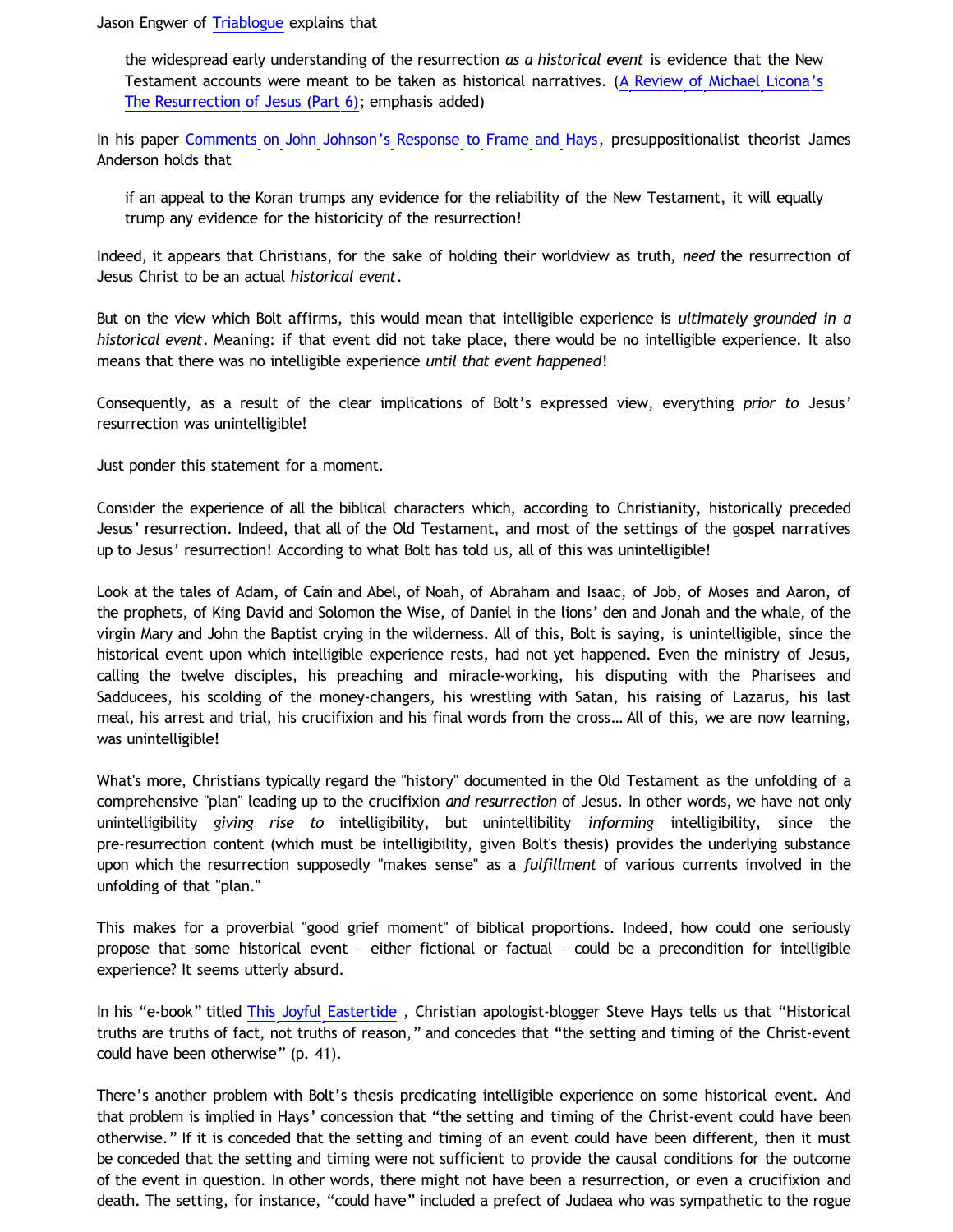Jason Engwer of Triablogue explains that

> the widespread early understanding of the resurrection *as a historical event* is evidence that the New Testament accounts were meant to be taken as historical narratives. (A Review of Michael Licona's The Resurrection of Jesus (Part 6); emphasis added)

In his paper Comments on John Johnson's Response to Frame and Hays, presuppositionalist theorist James Anderson holds that

> if an appeal to the Koran trumps any evidence for the reliability of the New Testament, it will equally trump any evidence for the historicity of the resurrection!

Indeed, it appears that Christians, for the sake of holding their worldview as truth, *need* the resurrection of Jesus Christ to be an actual *historical event*.

But on the view which Bolt affirms, this would mean that intelligible experience is *ultimately grounded in a historical event*. Meaning: if that event did not take place, there would be no intelligible experience. It also means that there was no intelligible experience *until that event happened*!

Consequently, as a result of the clear implications of Bolt's expressed view, everything *prior to* Jesus' resurrection was unintelligible!

Just ponder this statement for a moment.

Consider the experience of all the biblical characters which, according to Christianity, historically preceded Jesus' resurrection. Indeed, that all of the Old Testament, and most of the settings of the gospel narratives up to Jesus' resurrection! According to what Bolt has told us, all of this was unintelligible!

Look at the tales of Adam, of Cain and Abel, of Noah, of Abraham and Isaac, of Job, of Moses and Aaron, of the prophets, of King David and Solomon the Wise, of Daniel in the lions' den and Jonah and the whale, of the virgin Mary and John the Baptist crying in the wilderness. All of this, Bolt is saying, is unintelligible, since the historical event upon which intelligible experience rests, had not yet happened. Even the ministry of Jesus, calling the twelve disciples, his preaching and miracle-working, his disputing with the Pharisees and Sadducees, his scolding of the money-changers, his wrestling with Satan, his raising of Lazarus, his last meal, his arrest and trial, his crucifixion and his final words from the cross… All of this, we are now learning, was unintelligible!

What's more, Christians typically regard the "history" documented in the Old Testament as the unfolding of a comprehensive "plan" leading up to the crucifixion *and resurrection* of Jesus. In other words, we have not only unintelligibility *giving rise to* intelligibility, but unintellibility *informing* intelligibility, since the pre-resurrection content (which must be intelligibility, given Bolt's thesis) provides the underlying substance upon which the resurrection supposedly "makes sense" as a *fulfillment* of various currents involved in the unfolding of that "plan."

This makes for a proverbial "good grief moment" of biblical proportions. Indeed, how could one seriously propose that some historical event – either fictional or factual – could be a precondition for intelligible experience? It seems utterly absurd.

In his "e-book" titled This Joyful Eastertide , Christian apologist-blogger Steve Hays tells us that "Historical truths are truths of fact, not truths of reason," and concedes that "the setting and timing of the Christ-event could have been otherwise" (p. 41).

There's another problem with Bolt's thesis predicating intelligible experience on some historical event. And that problem is implied in Hays' concession that "the setting and timing of the Christ-event could have been otherwise." If it is conceded that the setting and timing of an event could have been different, then it must be conceded that the setting and timing were not sufficient to provide the causal conditions for the outcome of the event in question. In other words, there might not have been a resurrection, or even a crucifixion and death. The setting, for instance, "could have" included a prefect of Judaea who was sympathetic to the rogue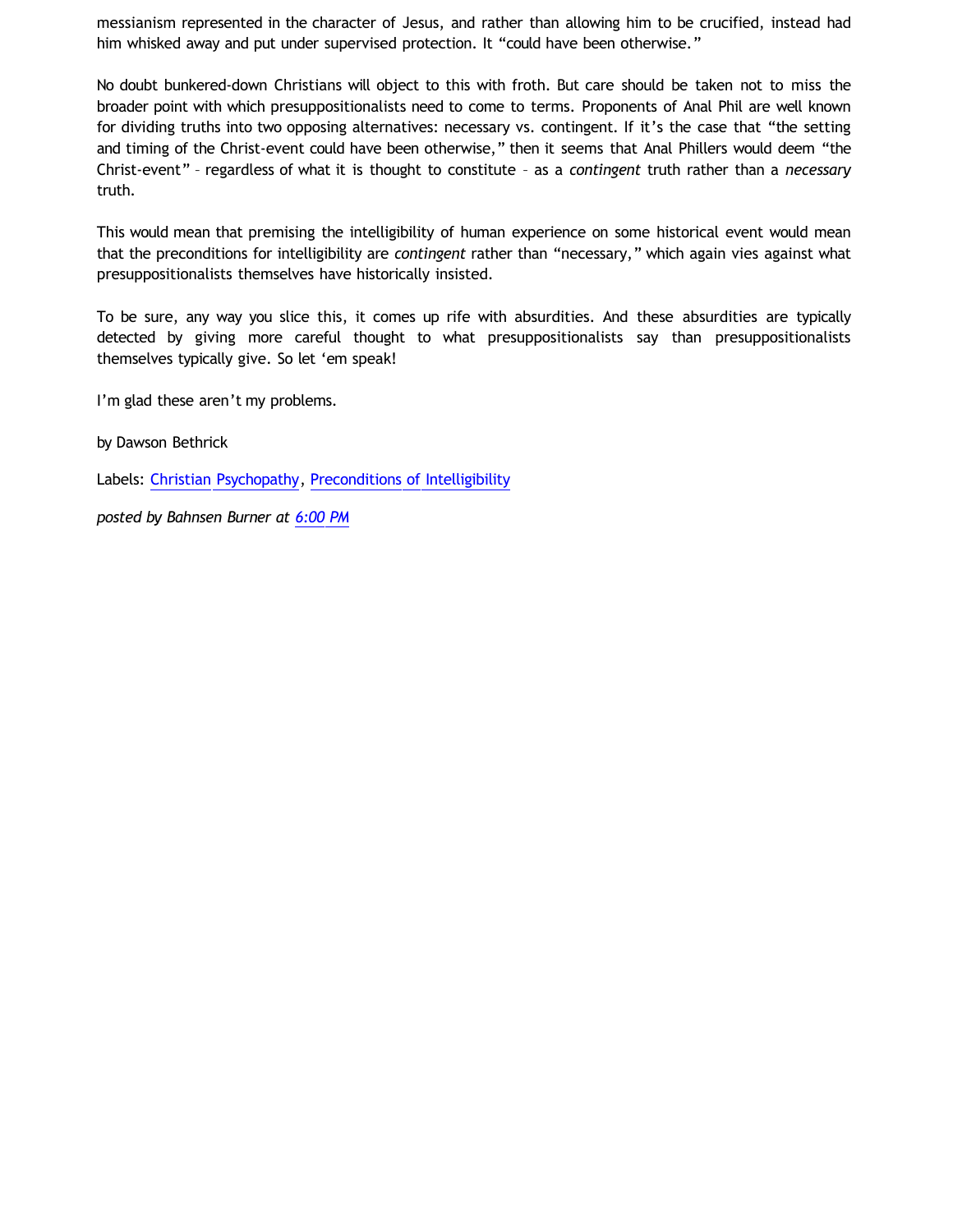messianism represented in the character of Jesus, and rather than allowing him to be crucified, instead had him whisked away and put under supervised protection. It “could have been otherwise.”

No doubt bunkered-down Christians will object to this with froth. But care should be taken not to miss the broader point with which presuppositionalists need to come to terms. Proponents of Anal Phil are well known for dividing truths into two opposing alternatives: necessary vs. contingent. If it’s the case that “the setting and timing of the Christ-event could have been otherwise,” then it seems that Anal Phillers would deem “the Christ-event” – regardless of what it is thought to constitute – as a *contingent* truth rather than a *necessary* truth.

This would mean that premising the intelligibility of human experience on some historical event would mean that the preconditions for intelligibility are *contingent* rather than “necessary,” which again vies against what presuppositionalists themselves have historically insisted.

To be sure, any way you slice this, it comes up rife with absurdities. And these absurdities are typically detected by giving more careful thought to what presuppositionalists say than presuppositionalists themselves typically give. So let ‘em speak!

I’m glad these aren’t my problems.

by Dawson Bethrick

Labels: Christian Psychopathy, Preconditions of Intelligibility

*posted by Bahnsen Burner at 6:00 PM*